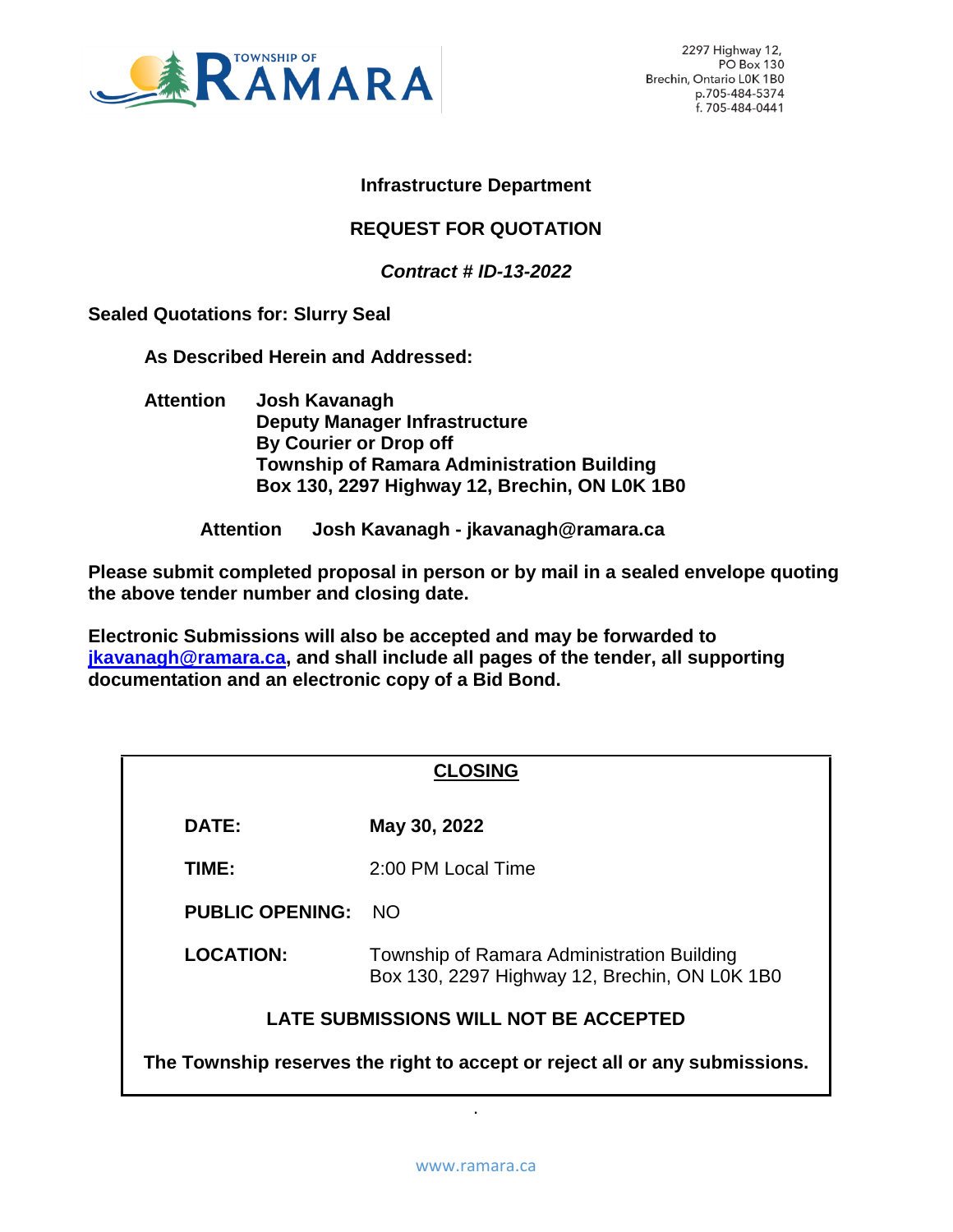TOWNSHIP OF RAMARA

2297 Highway 12,
PO Box 130
Brechin, Ontario L0K 1B0
p.705-484-5374
f. 705-484-0441

**Infrastructure Department**

**REQUEST FOR QUOTATION**

***Contract # ID-13-2022***

**Sealed Quotations for: Slurry Seal**

**As Described Herein and Addressed:**

**Attention Josh Kavanagh**
**Deputy Manager Infrastructure**
**By Courier or Drop off**
**Township of Ramara Administration Building**
**Box 130, 2297 Highway 12, Brechin, ON L0K 1B0**

**Attention Josh Kavanagh - jkavanagh@ramara.ca**

**Please submit completed proposal in person or by mail in a sealed envelope quoting the above tender number and closing date.**

**Electronic Submissions will also be accepted and may be forwarded to jkavanagh@ramara.ca, and shall include all pages of the tender, all supporting documentation and an electronic copy of a Bid Bond.**

**CLOSING**

**DATE:** **May 30, 2022**

**TIME:** 2:00 PM Local Time

**PUBLIC OPENING:** NO

**LOCATION:** Township of Ramara Administration Building
Box 130, 2297 Highway 12, Brechin, ON L0K 1B0

**LATE SUBMISSIONS WILL NOT BE ACCEPTED**

**The Township reserves the right to accept or reject all or any submissions.**

www.ramara.ca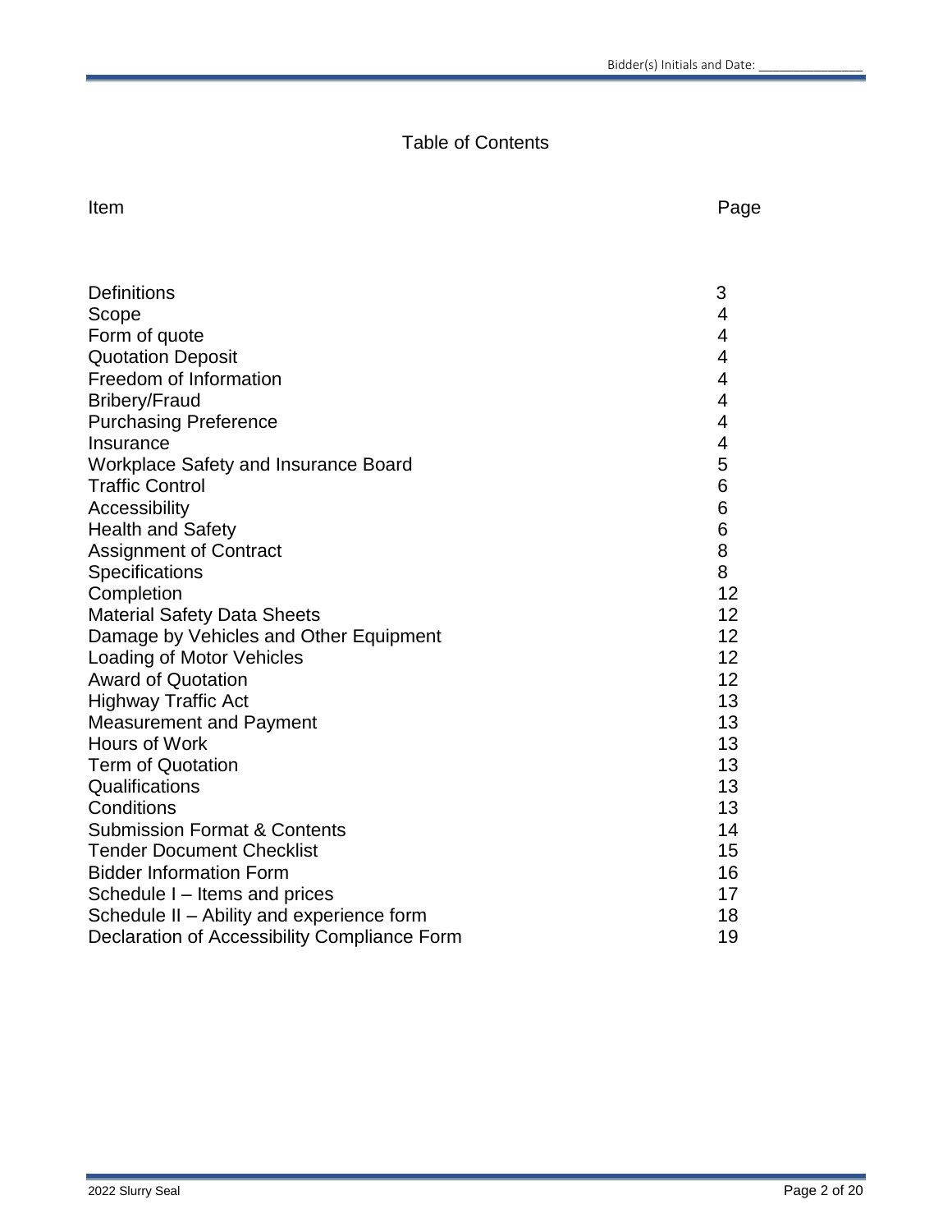# Table of Contents

| Item | Page |
|---|---|
| Definitions | 3 |
| Scope | 4 |
| Form of quote | 4 |
| Quotation Deposit | 4 |
| Freedom of Information | 4 |
| Bribery/Fraud | 4 |
| Purchasing Preference | 4 |
| Insurance | 4 |
| Workplace Safety and Insurance Board | 5 |
| Traffic Control | 6 |
| Accessibility | 6 |
| Health and Safety | 6 |
| Assignment of Contract | 8 |
| Specifications | 8 |
| Completion | 12 |
| Material Safety Data Sheets | 12 |
| Damage by Vehicles and Other Equipment | 12 |
| Loading of Motor Vehicles | 12 |
| Award of Quotation | 12 |
| Highway Traffic Act | 13 |
| Measurement and Payment | 13 |
| Hours of Work | 13 |
| Term of Quotation | 13 |
| Qualifications | 13 |
| Conditions | 13 |
| Submission Format & Contents | 14 |
| Tender Document Checklist | 15 |
| Bidder Information Form | 16 |
| Schedule I – Items and prices | 17 |
| Schedule II – Ability and experience form | 18 |
| Declaration of Accessibility Compliance Form | 19 |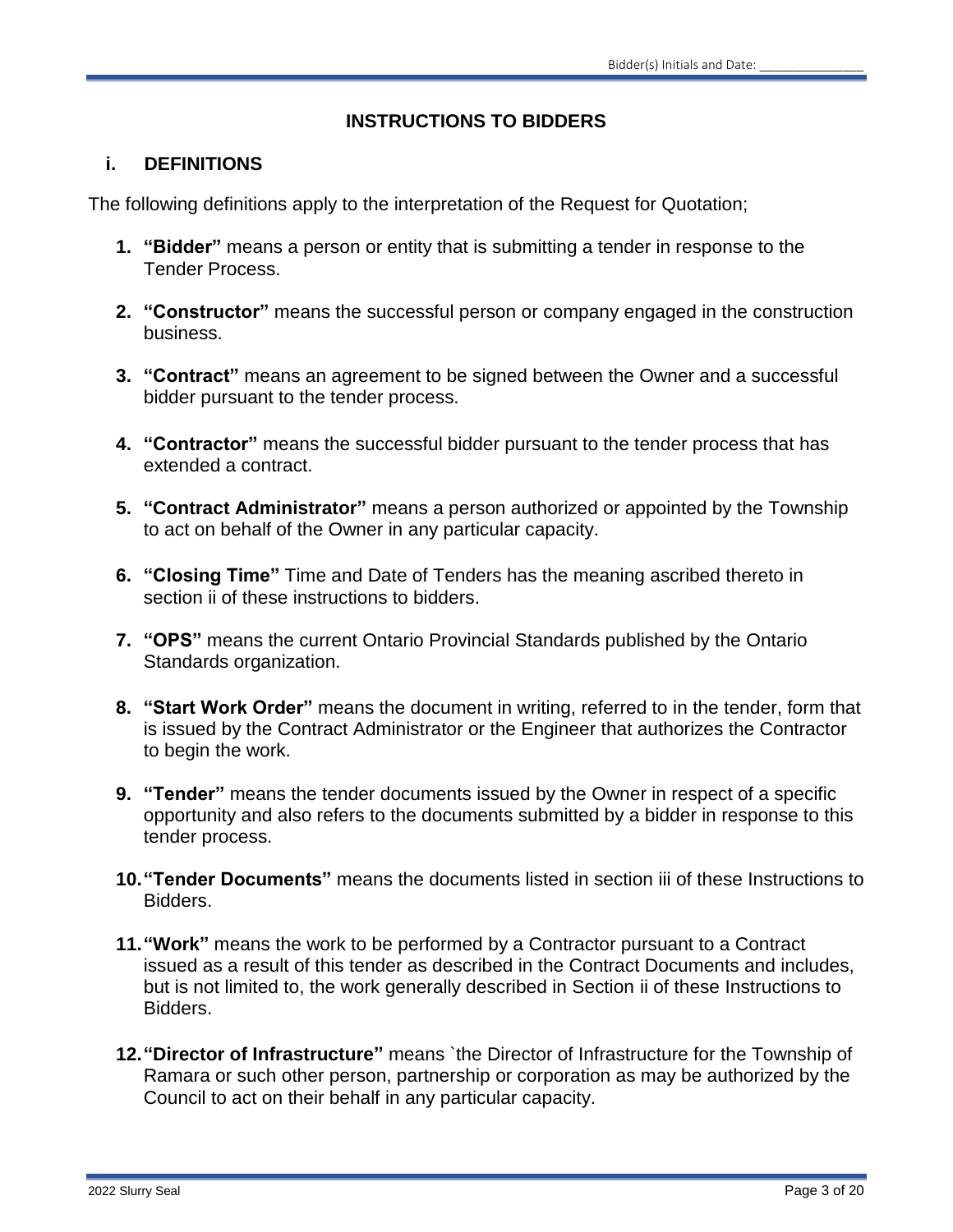# INSTRUCTIONS TO BIDDERS

## i. DEFINITIONS

The following definitions apply to the interpretation of the Request for Quotation;

1. **"Bidder"** means a person or entity that is submitting a tender in response to the Tender Process.

2. **"Constructor"** means the successful person or company engaged in the construction business.

3. **"Contract"** means an agreement to be signed between the Owner and a successful bidder pursuant to the tender process.

4. **"Contractor"** means the successful bidder pursuant to the tender process that has extended a contract.

5. **"Contract Administrator"** means a person authorized or appointed by the Township to act on behalf of the Owner in any particular capacity.

6. **"Closing Time"** Time and Date of Tenders has the meaning ascribed thereto in section ii of these instructions to bidders.

7. **"OPS"** means the current Ontario Provincial Standards published by the Ontario Standards organization.

8. **"Start Work Order"** means the document in writing, referred to in the tender, form that is issued by the Contract Administrator or the Engineer that authorizes the Contractor to begin the work.

9. **"Tender"** means the tender documents issued by the Owner in respect of a specific opportunity and also refers to the documents submitted by a bidder in response to this tender process.

10. **"Tender Documents"** means the documents listed in section iii of these Instructions to Bidders.

11. **"Work"** means the work to be performed by a Contractor pursuant to a Contract issued as a result of this tender as described in the Contract Documents and includes, but is not limited to, the work generally described in Section ii of these Instructions to Bidders.

12. **"Director of Infrastructure"** means `the Director of Infrastructure for the Township of Ramara or such other person, partnership or corporation as may be authorized by the Council to act on their behalf in any particular capacity.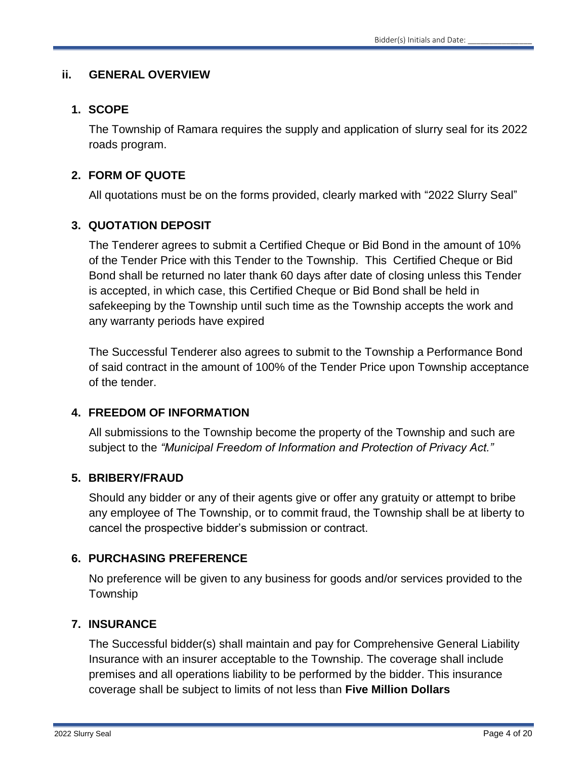## ii. GENERAL OVERVIEW

### 1. SCOPE

The Township of Ramara requires the supply and application of slurry seal for its 2022 roads program.

### 2. FORM OF QUOTE

All quotations must be on the forms provided, clearly marked with "2022 Slurry Seal"

### 3. QUOTATION DEPOSIT

The Tenderer agrees to submit a Certified Cheque or Bid Bond in the amount of 10% of the Tender Price with this Tender to the Township. This Certified Cheque or Bid Bond shall be returned no later thank 60 days after date of closing unless this Tender is accepted, in which case, this Certified Cheque or Bid Bond shall be held in safekeeping by the Township until such time as the Township accepts the work and any warranty periods have expired

The Successful Tenderer also agrees to submit to the Township a Performance Bond of said contract in the amount of 100% of the Tender Price upon Township acceptance of the tender.

### 4. FREEDOM OF INFORMATION

All submissions to the Township become the property of the Township and such are subject to the *"Municipal Freedom of Information and Protection of Privacy Act."*

### 5. BRIBERY/FRAUD

Should any bidder or any of their agents give or offer any gratuity or attempt to bribe any employee of The Township, or to commit fraud, the Township shall be at liberty to cancel the prospective bidder's submission or contract.

### 6. PURCHASING PREFERENCE

No preference will be given to any business for goods and/or services provided to the Township

### 7. INSURANCE

The Successful bidder(s) shall maintain and pay for Comprehensive General Liability Insurance with an insurer acceptable to the Township. The coverage shall include premises and all operations liability to be performed by the bidder. This insurance coverage shall be subject to limits of not less than **Five Million Dollars**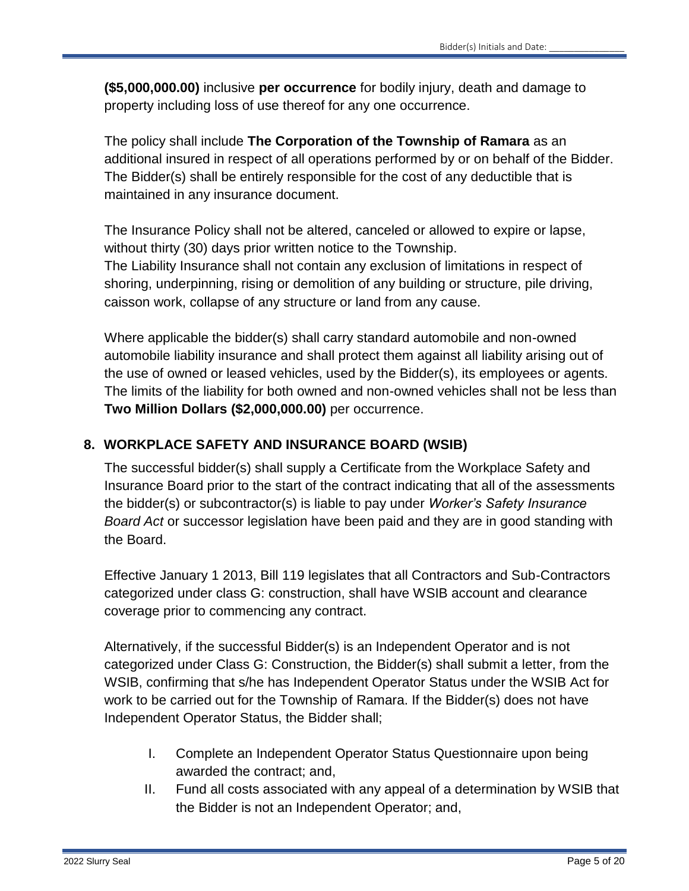**($5,000,000.00)** inclusive **per occurrence** for bodily injury, death and damage to property including loss of use thereof for any one occurrence.

The policy shall include **The Corporation of the Township of Ramara** as an additional insured in respect of all operations performed by or on behalf of the Bidder. The Bidder(s) shall be entirely responsible for the cost of any deductible that is maintained in any insurance document.

The Insurance Policy shall not be altered, canceled or allowed to expire or lapse, without thirty (30) days prior written notice to the Township.
The Liability Insurance shall not contain any exclusion of limitations in respect of shoring, underpinning, rising or demolition of any building or structure, pile driving, caisson work, collapse of any structure or land from any cause.

Where applicable the bidder(s) shall carry standard automobile and non-owned automobile liability insurance and shall protect them against all liability arising out of the use of owned or leased vehicles, used by the Bidder(s), its employees or agents. The limits of the liability for both owned and non-owned vehicles shall not be less than **Two Million Dollars ($2,000,000.00)** per occurrence.

## 8. WORKPLACE SAFETY AND INSURANCE BOARD (WSIB)

The successful bidder(s) shall supply a Certificate from the Workplace Safety and Insurance Board prior to the start of the contract indicating that all of the assessments the bidder(s) or subcontractor(s) is liable to pay under *Worker's Safety Insurance Board Act* or successor legislation have been paid and they are in good standing with the Board.

Effective January 1 2013, Bill 119 legislates that all Contractors and Sub-Contractors categorized under class G: construction, shall have WSIB account and clearance coverage prior to commencing any contract.

Alternatively, if the successful Bidder(s) is an Independent Operator and is not categorized under Class G: Construction, the Bidder(s) shall submit a letter, from the WSIB, confirming that s/he has Independent Operator Status under the WSIB Act for work to be carried out for the Township of Ramara. If the Bidder(s) does not have Independent Operator Status, the Bidder shall;

I. Complete an Independent Operator Status Questionnaire upon being awarded the contract; and,
II. Fund all costs associated with any appeal of a determination by WSIB that the Bidder is not an Independent Operator; and,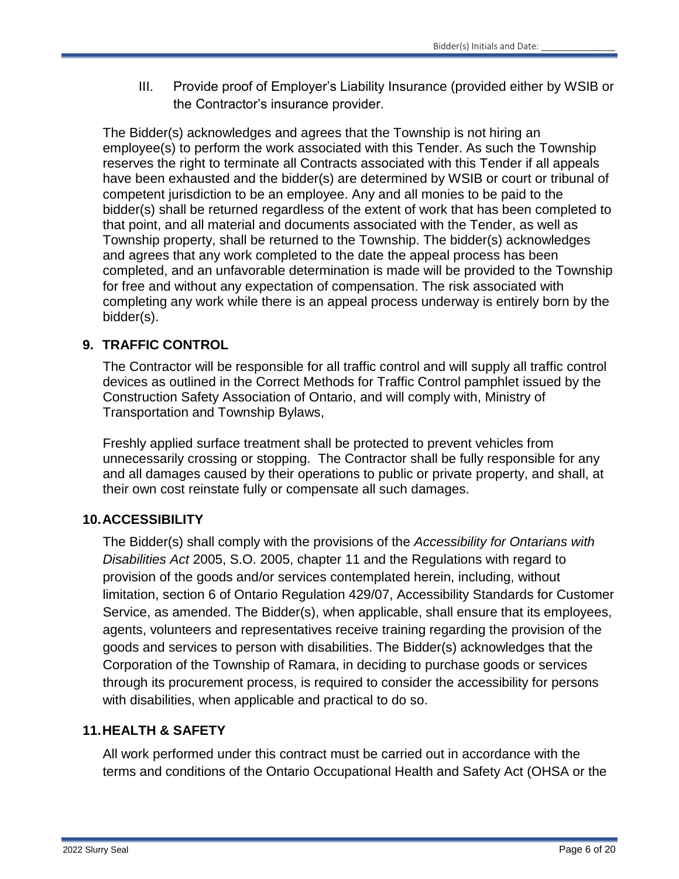III. Provide proof of Employer's Liability Insurance (provided either by WSIB or the Contractor's insurance provider.

The Bidder(s) acknowledges and agrees that the Township is not hiring an employee(s) to perform the work associated with this Tender. As such the Township reserves the right to terminate all Contracts associated with this Tender if all appeals have been exhausted and the bidder(s) are determined by WSIB or court or tribunal of competent jurisdiction to be an employee. Any and all monies to be paid to the bidder(s) shall be returned regardless of the extent of work that has been completed to that point, and all material and documents associated with the Tender, as well as Township property, shall be returned to the Township. The bidder(s) acknowledges and agrees that any work completed to the date the appeal process has been completed, and an unfavorable determination is made will be provided to the Township for free and without any expectation of compensation. The risk associated with completing any work while there is an appeal process underway is entirely born by the bidder(s).

## 9. TRAFFIC CONTROL

The Contractor will be responsible for all traffic control and will supply all traffic control devices as outlined in the Correct Methods for Traffic Control pamphlet issued by the Construction Safety Association of Ontario, and will comply with, Ministry of Transportation and Township Bylaws,

Freshly applied surface treatment shall be protected to prevent vehicles from unnecessarily crossing or stopping. The Contractor shall be fully responsible for any and all damages caused by their operations to public or private property, and shall, at their own cost reinstate fully or compensate all such damages.

## 10. ACCESSIBILITY

The Bidder(s) shall comply with the provisions of the *Accessibility for Ontarians with Disabilities Act* 2005, S.O. 2005, chapter 11 and the Regulations with regard to provision of the goods and/or services contemplated herein, including, without limitation, section 6 of Ontario Regulation 429/07, Accessibility Standards for Customer Service, as amended. The Bidder(s), when applicable, shall ensure that its employees, agents, volunteers and representatives receive training regarding the provision of the goods and services to person with disabilities. The Bidder(s) acknowledges that the Corporation of the Township of Ramara, in deciding to purchase goods or services through its procurement process, is required to consider the accessibility for persons with disabilities, when applicable and practical to do so.

## 11. HEALTH & SAFETY

All work performed under this contract must be carried out in accordance with the terms and conditions of the Ontario Occupational Health and Safety Act (OHSA or the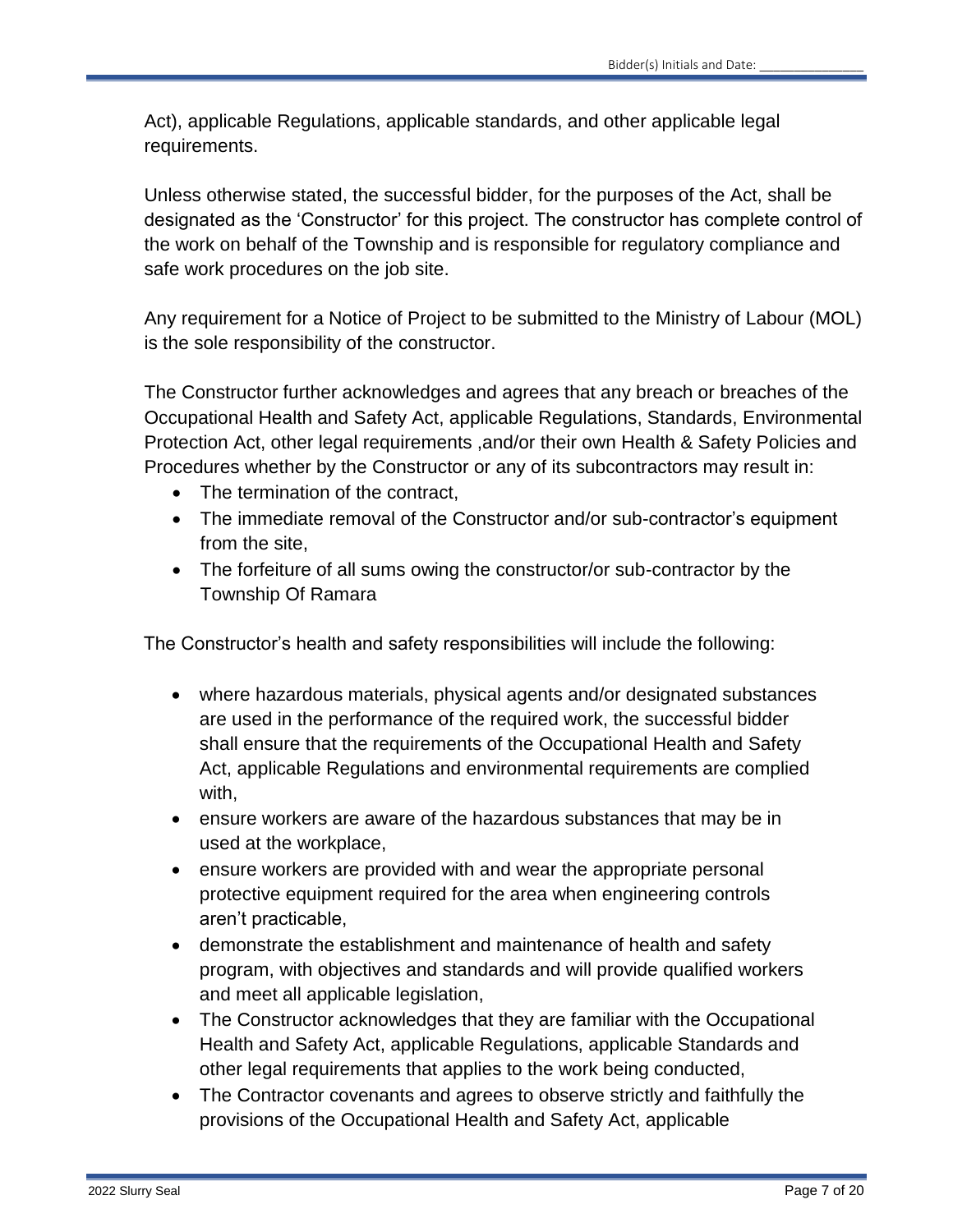Act), applicable Regulations, applicable standards, and other applicable legal requirements.

Unless otherwise stated, the successful bidder, for the purposes of the Act, shall be designated as the 'Constructor' for this project. The constructor has complete control of the work on behalf of the Township and is responsible for regulatory compliance and safe work procedures on the job site.

Any requirement for a Notice of Project to be submitted to the Ministry of Labour (MOL) is the sole responsibility of the constructor.

The Constructor further acknowledges and agrees that any breach or breaches of the Occupational Health and Safety Act, applicable Regulations, Standards, Environmental Protection Act, other legal requirements ,and/or their own Health & Safety Policies and Procedures whether by the Constructor or any of its subcontractors may result in:

- The termination of the contract,
- The immediate removal of the Constructor and/or sub-contractor's equipment from the site,
- The forfeiture of all sums owing the constructor/or sub-contractor by the Township Of Ramara

The Constructor's health and safety responsibilities will include the following:

- where hazardous materials, physical agents and/or designated substances are used in the performance of the required work, the successful bidder shall ensure that the requirements of the Occupational Health and Safety Act, applicable Regulations and environmental requirements are complied with,
- ensure workers are aware of the hazardous substances that may be in used at the workplace,
- ensure workers are provided with and wear the appropriate personal protective equipment required for the area when engineering controls aren't practicable,
- demonstrate the establishment and maintenance of health and safety program, with objectives and standards and will provide qualified workers and meet all applicable legislation,
- The Constructor acknowledges that they are familiar with the Occupational Health and Safety Act, applicable Regulations, applicable Standards and other legal requirements that applies to the work being conducted,
- The Contractor covenants and agrees to observe strictly and faithfully the provisions of the Occupational Health and Safety Act, applicable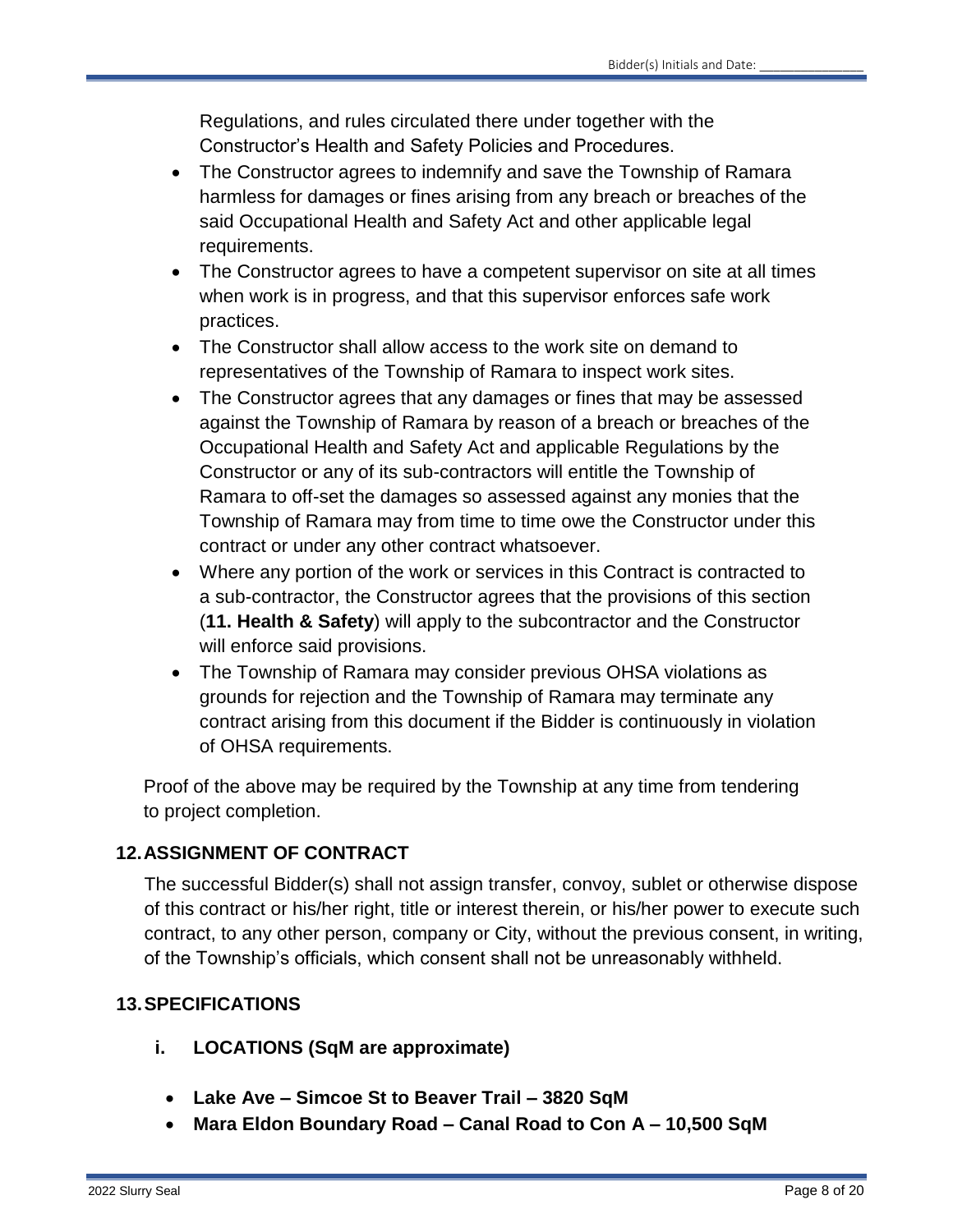Regulations, and rules circulated there under together with the Constructor's Health and Safety Policies and Procedures.

- The Constructor agrees to indemnify and save the Township of Ramara harmless for damages or fines arising from any breach or breaches of the said Occupational Health and Safety Act and other applicable legal requirements.
- The Constructor agrees to have a competent supervisor on site at all times when work is in progress, and that this supervisor enforces safe work practices.
- The Constructor shall allow access to the work site on demand to representatives of the Township of Ramara to inspect work sites.
- The Constructor agrees that any damages or fines that may be assessed against the Township of Ramara by reason of a breach or breaches of the Occupational Health and Safety Act and applicable Regulations by the Constructor or any of its sub-contractors will entitle the Township of Ramara to off-set the damages so assessed against any monies that the Township of Ramara may from time to time owe the Constructor under this contract or under any other contract whatsoever.
- Where any portion of the work or services in this Contract is contracted to a sub-contractor, the Constructor agrees that the provisions of this section (**11. Health & Safety**) will apply to the subcontractor and the Constructor will enforce said provisions.
- The Township of Ramara may consider previous OHSA violations as grounds for rejection and the Township of Ramara may terminate any contract arising from this document if the Bidder is continuously in violation of OHSA requirements.

Proof of the above may be required by the Township at any time from tendering to project completion.

## 12. ASSIGNMENT OF CONTRACT

The successful Bidder(s) shall not assign transfer, convoy, sublet or otherwise dispose of this contract or his/her right, title or interest therein, or his/her power to execute such contract, to any other person, company or City, without the previous consent, in writing, of the Township's officials, which consent shall not be unreasonably withheld.

## 13. SPECIFICATIONS

### i. LOCATIONS (SqM are approximate)

- **Lake Ave – Simcoe St to Beaver Trail – 3820 SqM**
- **Mara Eldon Boundary Road – Canal Road to Con A – 10,500 SqM**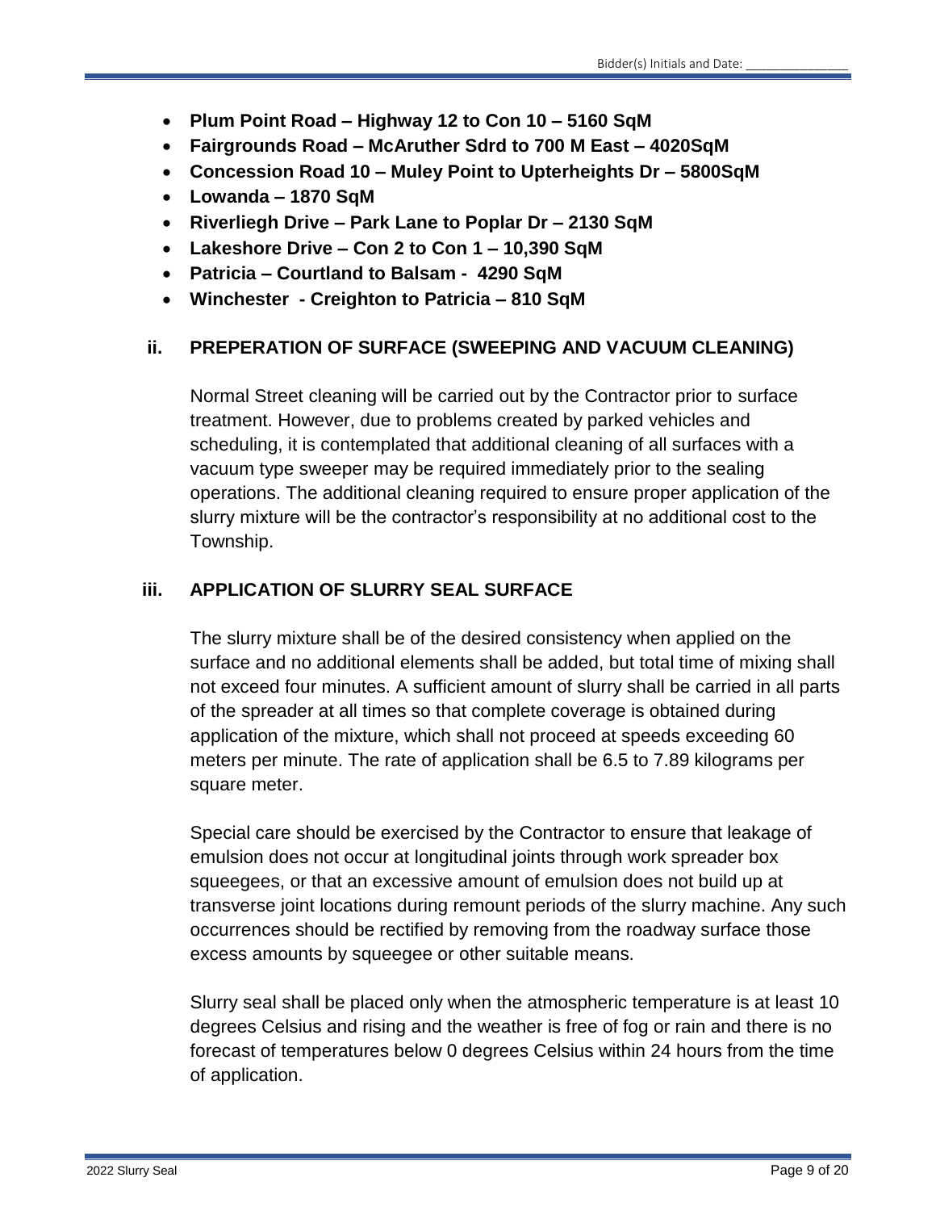- **Plum Point Road – Highway 12 to Con 10 – 5160 SqM**
- **Fairgrounds Road – McAruther Sdrd to 700 M East – 4020SqM**
- **Concession Road 10 – Muley Point to Upterheights Dr – 5800SqM**
- **Lowanda – 1870 SqM**
- **Riverliegh Drive – Park Lane to Poplar Dr – 2130 SqM**
- **Lakeshore Drive – Con 2 to Con 1 – 10,390 SqM**
- **Patricia – Courtland to Balsam - 4290 SqM**
- **Winchester - Creighton to Patricia – 810 SqM**

### ii. PREPERATION OF SURFACE (SWEEPING AND VACUUM CLEANING)

Normal Street cleaning will be carried out by the Contractor prior to surface treatment. However, due to problems created by parked vehicles and scheduling, it is contemplated that additional cleaning of all surfaces with a vacuum type sweeper may be required immediately prior to the sealing operations. The additional cleaning required to ensure proper application of the slurry mixture will be the contractor's responsibility at no additional cost to the Township.

### iii. APPLICATION OF SLURRY SEAL SURFACE

The slurry mixture shall be of the desired consistency when applied on the surface and no additional elements shall be added, but total time of mixing shall not exceed four minutes. A sufficient amount of slurry shall be carried in all parts of the spreader at all times so that complete coverage is obtained during application of the mixture, which shall not proceed at speeds exceeding 60 meters per minute. The rate of application shall be 6.5 to 7.89 kilograms per square meter.

Special care should be exercised by the Contractor to ensure that leakage of emulsion does not occur at longitudinal joints through work spreader box squeegees, or that an excessive amount of emulsion does not build up at transverse joint locations during remount periods of the slurry machine. Any such occurrences should be rectified by removing from the roadway surface those excess amounts by squeegee or other suitable means.

Slurry seal shall be placed only when the atmospheric temperature is at least 10 degrees Celsius and rising and the weather is free of fog or rain and there is no forecast of temperatures below 0 degrees Celsius within 24 hours from the time of application.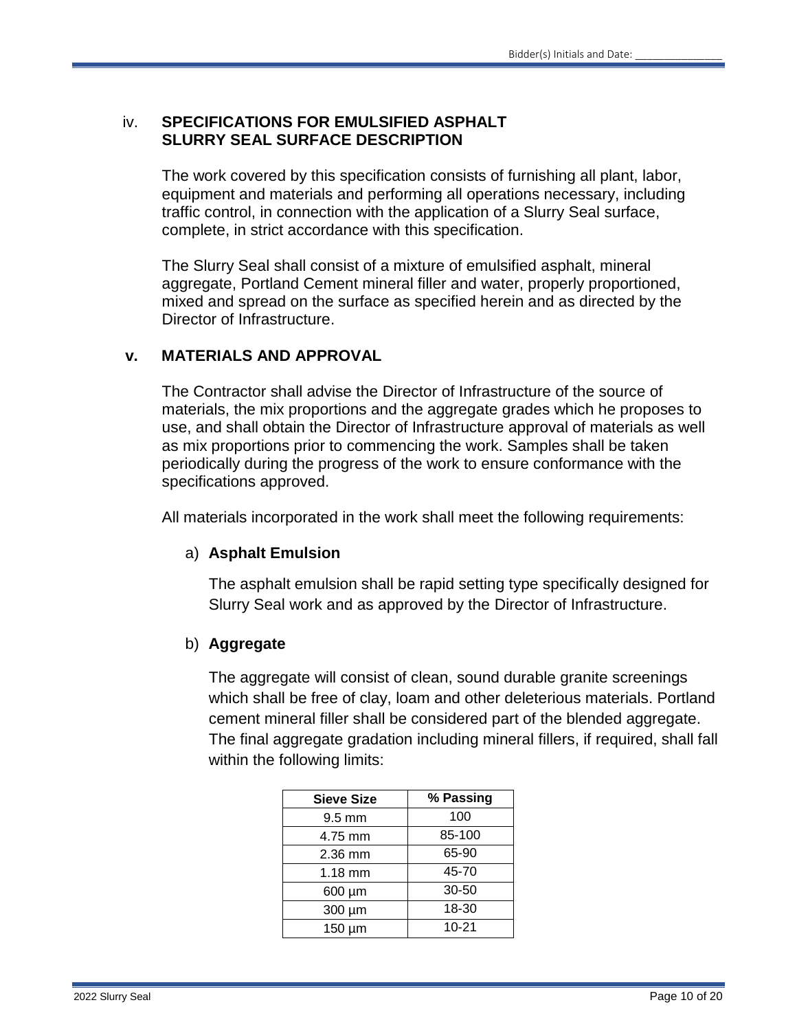## iv. SPECIFICATIONS FOR EMULSIFIED ASPHALT SLURRY SEAL SURFACE DESCRIPTION

The work covered by this specification consists of furnishing all plant, labor, equipment and materials and performing all operations necessary, including traffic control, in connection with the application of a Slurry Seal surface, complete, in strict accordance with this specification.

The Slurry Seal shall consist of a mixture of emulsified asphalt, mineral aggregate, Portland Cement mineral filler and water, properly proportioned, mixed and spread on the surface as specified herein and as directed by the Director of Infrastructure.

## v. MATERIALS AND APPROVAL

The Contractor shall advise the Director of Infrastructure of the source of materials, the mix proportions and the aggregate grades which he proposes to use, and shall obtain the Director of Infrastructure approval of materials as well as mix proportions prior to commencing the work. Samples shall be taken periodically during the progress of the work to ensure conformance with the specifications approved.

All materials incorporated in the work shall meet the following requirements:

### a) Asphalt Emulsion

The asphalt emulsion shall be rapid setting type specifically designed for Slurry Seal work and as approved by the Director of Infrastructure.

### b) Aggregate

The aggregate will consist of clean, sound durable granite screenings which shall be free of clay, loam and other deleterious materials. Portland cement mineral filler shall be considered part of the blended aggregate. The final aggregate gradation including mineral fillers, if required, shall fall within the following limits:

| Sieve Size | % Passing |
|---|---|
| 9.5 mm | 100 |
| 4.75 mm | 85-100 |
| 2.36 mm | 65-90 |
| 1.18 mm | 45-70 |
| 600 µm | 30-50 |
| 300 µm | 18-30 |
| 150 µm | 10-21 |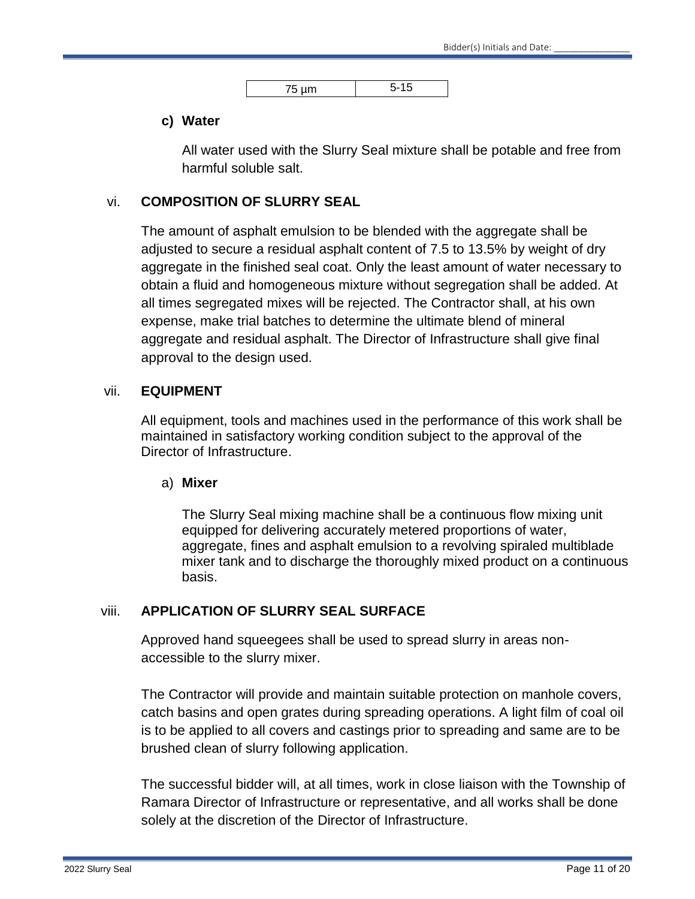| 75 µm | 5-15 |
|---|---|

**c) Water**

All water used with the Slurry Seal mixture shall be potable and free from harmful soluble salt.

### vi. COMPOSITION OF SLURRY SEAL

The amount of asphalt emulsion to be blended with the aggregate shall be adjusted to secure a residual asphalt content of 7.5 to 13.5% by weight of dry aggregate in the finished seal coat. Only the least amount of water necessary to obtain a fluid and homogeneous mixture without segregation shall be added. At all times segregated mixes will be rejected. The Contractor shall, at his own expense, make trial batches to determine the ultimate blend of mineral aggregate and residual asphalt. The Director of Infrastructure shall give final approval to the design used.

### vii. EQUIPMENT

All equipment, tools and machines used in the performance of this work shall be maintained in satisfactory working condition subject to the approval of the Director of Infrastructure.

a) **Mixer**

The Slurry Seal mixing machine shall be a continuous flow mixing unit equipped for delivering accurately metered proportions of water, aggregate, fines and asphalt emulsion to a revolving spiraled multiblade mixer tank and to discharge the thoroughly mixed product on a continuous basis.

### viii. APPLICATION OF SLURRY SEAL SURFACE

Approved hand squeegees shall be used to spread slurry in areas non-accessible to the slurry mixer.

The Contractor will provide and maintain suitable protection on manhole covers, catch basins and open grates during spreading operations. A light film of coal oil is to be applied to all covers and castings prior to spreading and same are to be brushed clean of slurry following application.

The successful bidder will, at all times, work in close liaison with the Township of Ramara Director of Infrastructure or representative, and all works shall be done solely at the discretion of the Director of Infrastructure.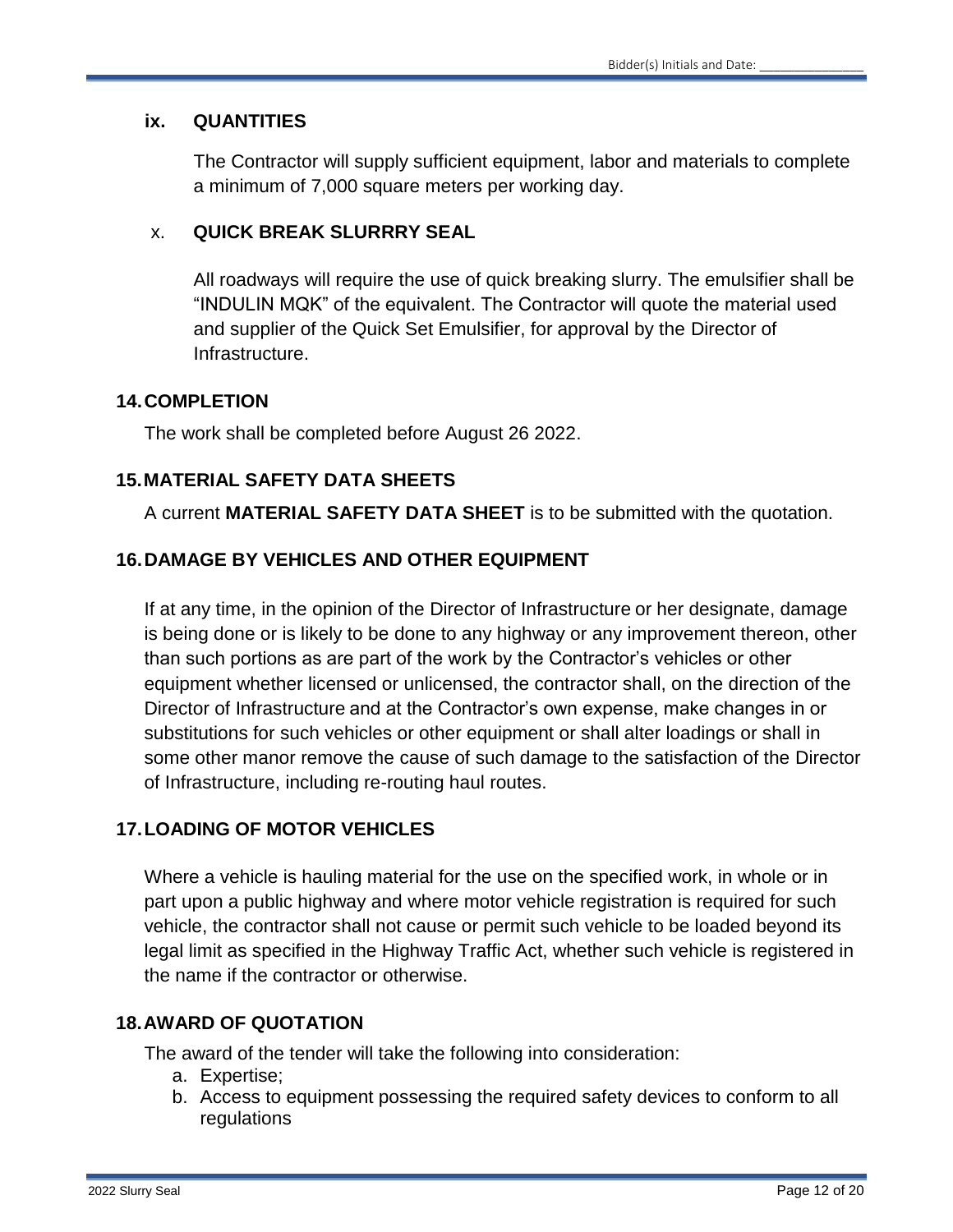### ix. QUANTITIES

The Contractor will supply sufficient equipment, labor and materials to complete a minimum of 7,000 square meters per working day.

### x. QUICK BREAK SLURRRY SEAL

All roadways will require the use of quick breaking slurry. The emulsifier shall be "INDULIN MQK" of the equivalent. The Contractor will quote the material used and supplier of the Quick Set Emulsifier, for approval by the Director of Infrastructure.

## 14. COMPLETION

The work shall be completed before August 26 2022.

## 15. MATERIAL SAFETY DATA SHEETS

A current **MATERIAL SAFETY DATA SHEET** is to be submitted with the quotation.

## 16. DAMAGE BY VEHICLES AND OTHER EQUIPMENT

If at any time, in the opinion of the Director of Infrastructure or her designate, damage is being done or is likely to be done to any highway or any improvement thereon, other than such portions as are part of the work by the Contractor's vehicles or other equipment whether licensed or unlicensed, the contractor shall, on the direction of the Director of Infrastructure and at the Contractor's own expense, make changes in or substitutions for such vehicles or other equipment or shall alter loadings or shall in some other manor remove the cause of such damage to the satisfaction of the Director of Infrastructure, including re-routing haul routes.

## 17. LOADING OF MOTOR VEHICLES

Where a vehicle is hauling material for the use on the specified work, in whole or in part upon a public highway and where motor vehicle registration is required for such vehicle, the contractor shall not cause or permit such vehicle to be loaded beyond its legal limit as specified in the Highway Traffic Act, whether such vehicle is registered in the name if the contractor or otherwise.

## 18. AWARD OF QUOTATION

The award of the tender will take the following into consideration:

a. Expertise;
b. Access to equipment possessing the required safety devices to conform to all regulations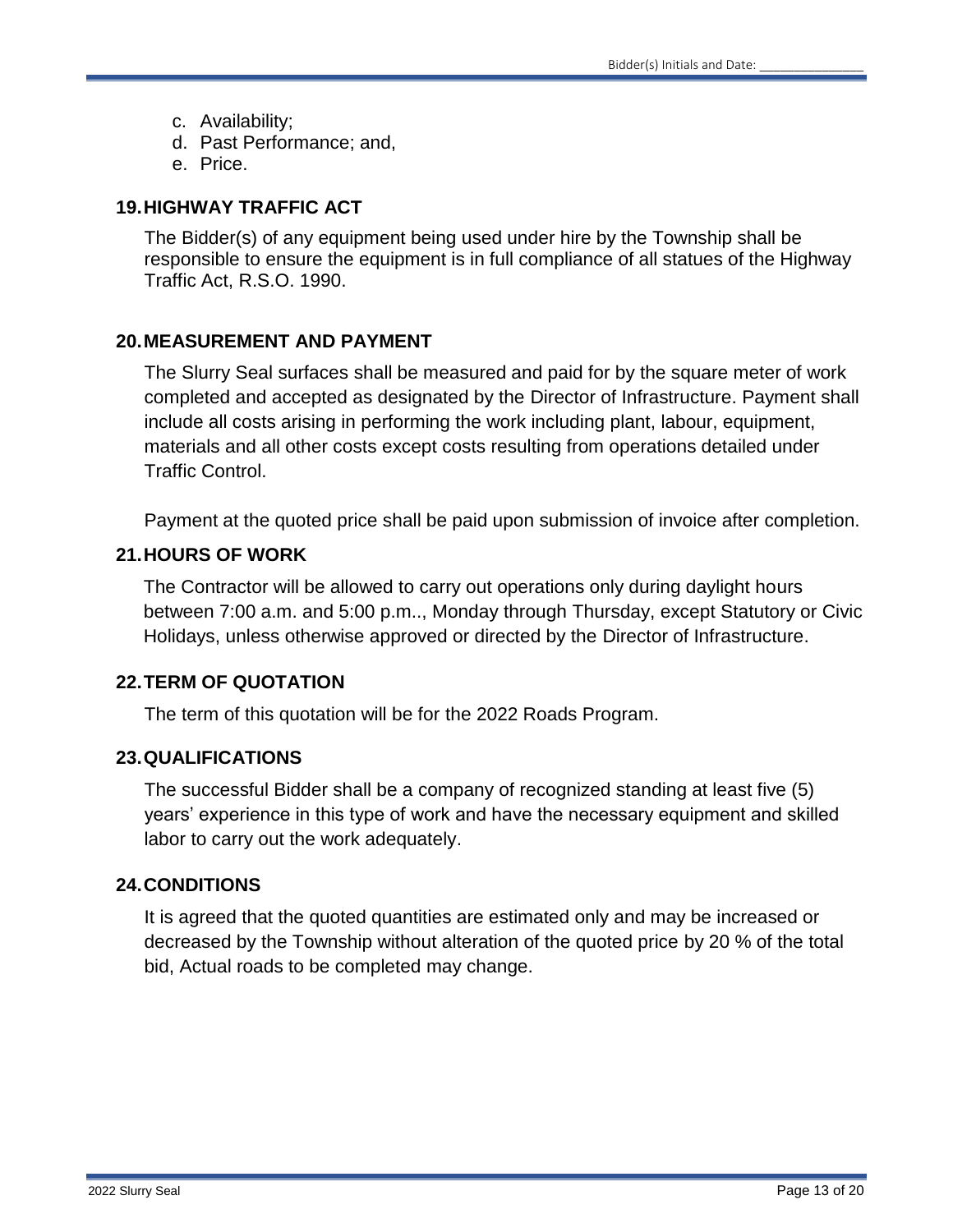c. Availability;
d. Past Performance; and,
e. Price.

## 19. HIGHWAY TRAFFIC ACT

The Bidder(s) of any equipment being used under hire by the Township shall be responsible to ensure the equipment is in full compliance of all statues of the Highway Traffic Act, R.S.O. 1990.

## 20. MEASUREMENT AND PAYMENT

The Slurry Seal surfaces shall be measured and paid for by the square meter of work completed and accepted as designated by the Director of Infrastructure. Payment shall include all costs arising in performing the work including plant, labour, equipment, materials and all other costs except costs resulting from operations detailed under Traffic Control.

Payment at the quoted price shall be paid upon submission of invoice after completion.

## 21. HOURS OF WORK

The Contractor will be allowed to carry out operations only during daylight hours between 7:00 a.m. and 5:00 p.m.., Monday through Thursday, except Statutory or Civic Holidays, unless otherwise approved or directed by the Director of Infrastructure.

## 22. TERM OF QUOTATION

The term of this quotation will be for the 2022 Roads Program.

## 23. QUALIFICATIONS

The successful Bidder shall be a company of recognized standing at least five (5) years' experience in this type of work and have the necessary equipment and skilled labor to carry out the work adequately.

## 24. CONDITIONS

It is agreed that the quoted quantities are estimated only and may be increased or decreased by the Township without alteration of the quoted price by 20 % of the total bid, Actual roads to be completed may change.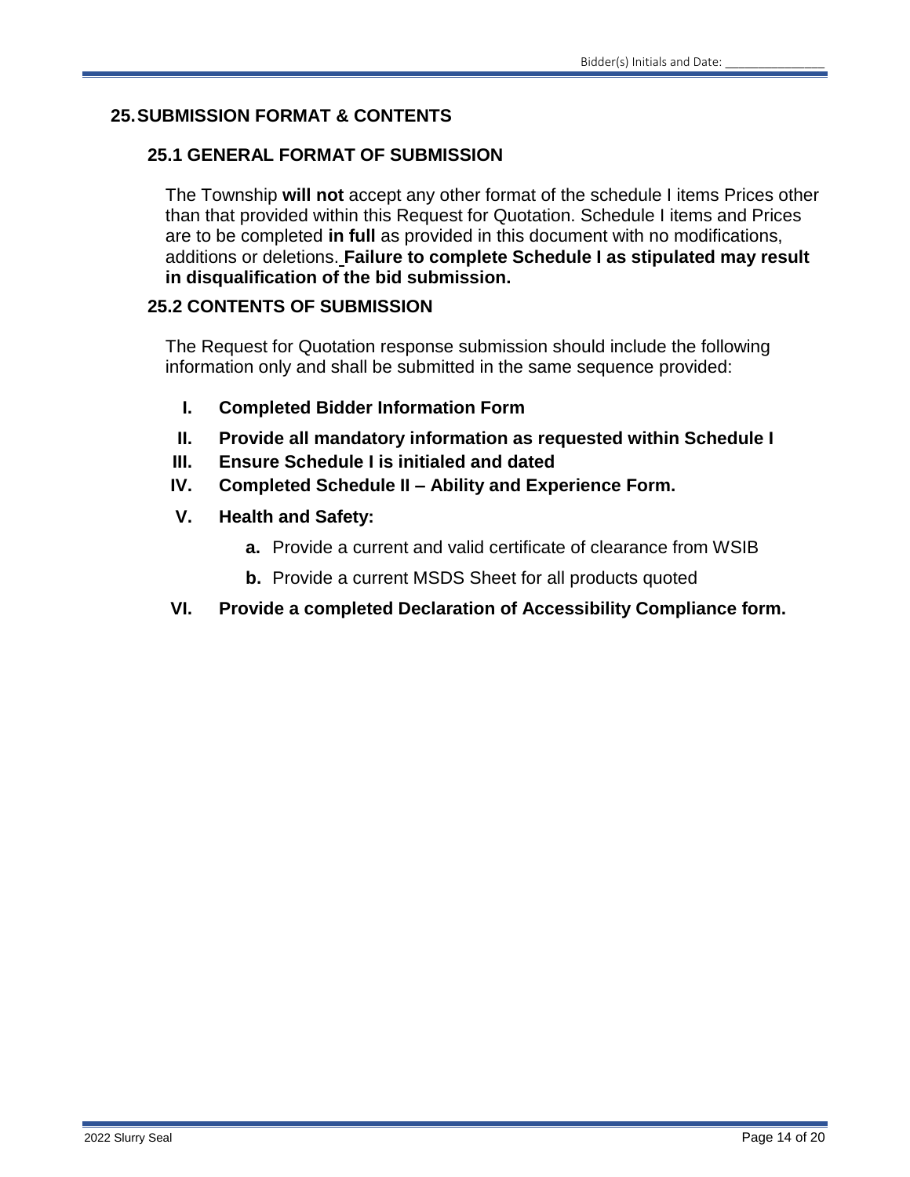## 25. SUBMISSION FORMAT & CONTENTS

### 25.1 GENERAL FORMAT OF SUBMISSION

The Township **will not** accept any other format of the schedule I items Prices other than that provided within this Request for Quotation. Schedule I items and Prices are to be completed **in full** as provided in this document with no modifications, additions or deletions. **Failure to complete Schedule I as stipulated may result in disqualification of the bid submission.**

### 25.2 CONTENTS OF SUBMISSION

The Request for Quotation response submission should include the following information only and shall be submitted in the same sequence provided:

I. **Completed Bidder Information Form**

II. **Provide all mandatory information as requested within Schedule I**

III. **Ensure Schedule I is initialed and dated**

IV. **Completed Schedule II – Ability and Experience Form.**

V. **Health and Safety:**

   **a.** Provide a current and valid certificate of clearance from WSIB

   **b.** Provide a current MSDS Sheet for all products quoted

VI. **Provide a completed Declaration of Accessibility Compliance form.**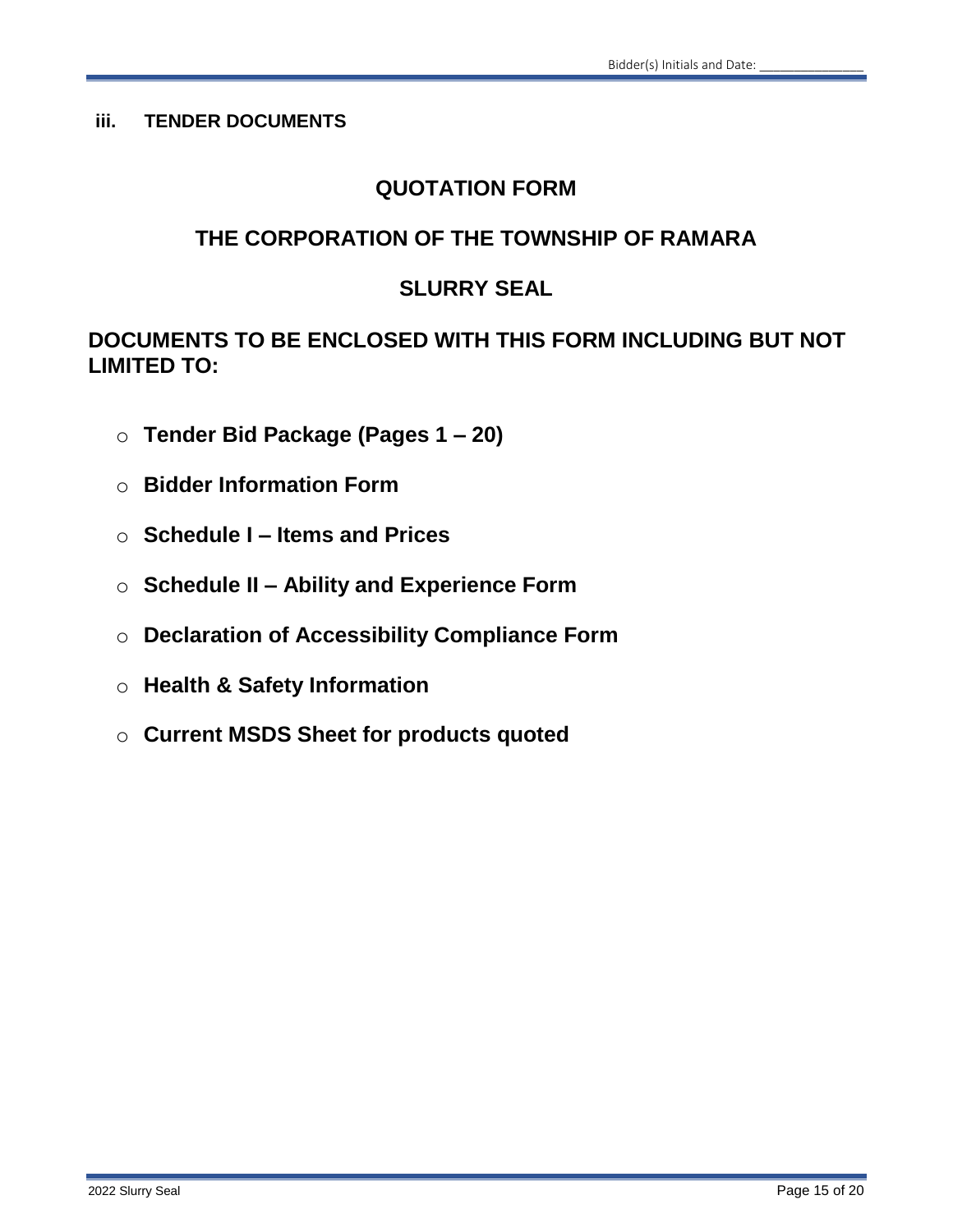**iii. TENDER DOCUMENTS**

## QUOTATION FORM

## THE CORPORATION OF THE TOWNSHIP OF RAMARA

## SLURRY SEAL

## DOCUMENTS TO BE ENCLOSED WITH THIS FORM INCLUDING BUT NOT LIMITED TO:

- **Tender Bid Package (Pages 1 – 20)**
- **Bidder Information Form**
- **Schedule I – Items and Prices**
- **Schedule II – Ability and Experience Form**
- **Declaration of Accessibility Compliance Form**
- **Health & Safety Information**
- **Current MSDS Sheet for products quoted**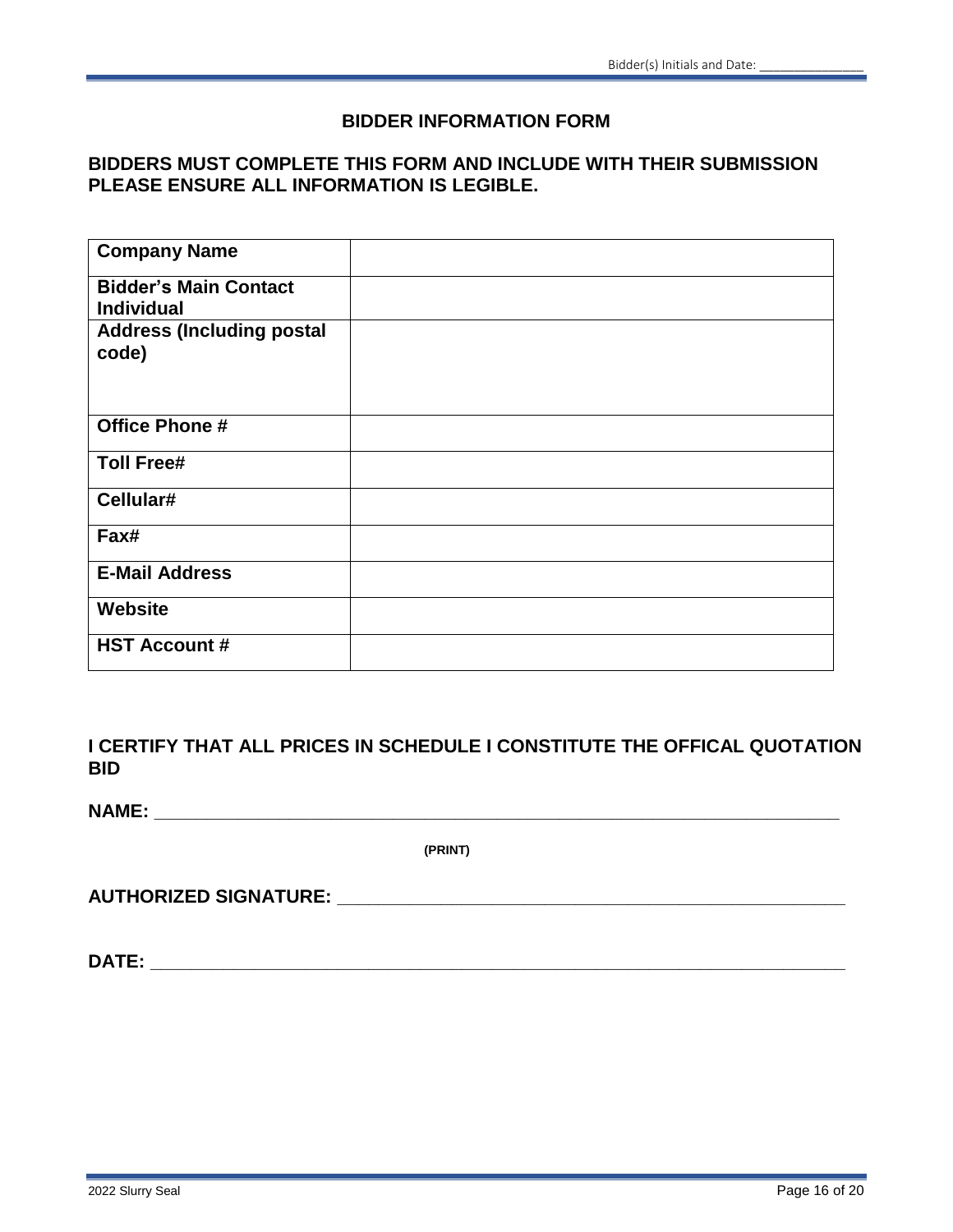# BIDDER INFORMATION FORM

**BIDDERS MUST COMPLETE THIS FORM AND INCLUDE WITH THEIR SUBMISSION PLEASE ENSURE ALL INFORMATION IS LEGIBLE.**

| **Company Name** | |
|---|---|
| **Bidder's Main Contact Individual** | |
| **Address (Including postal code)** | |
| **Office Phone #** | |
| **Toll Free#** | |
| **Cellular#** | |
| **Fax#** | |
| **E-Mail Address** | |
| **Website** | |
| **HST Account #** | |

**I CERTIFY THAT ALL PRICES IN SCHEDULE I CONSTITUTE THE OFFICAL QUOTATION BID**

**NAME:** ______________________________________________

**(PRINT)**

**AUTHORIZED SIGNATURE:** ______________________________________________

**DATE:** ______________________________________________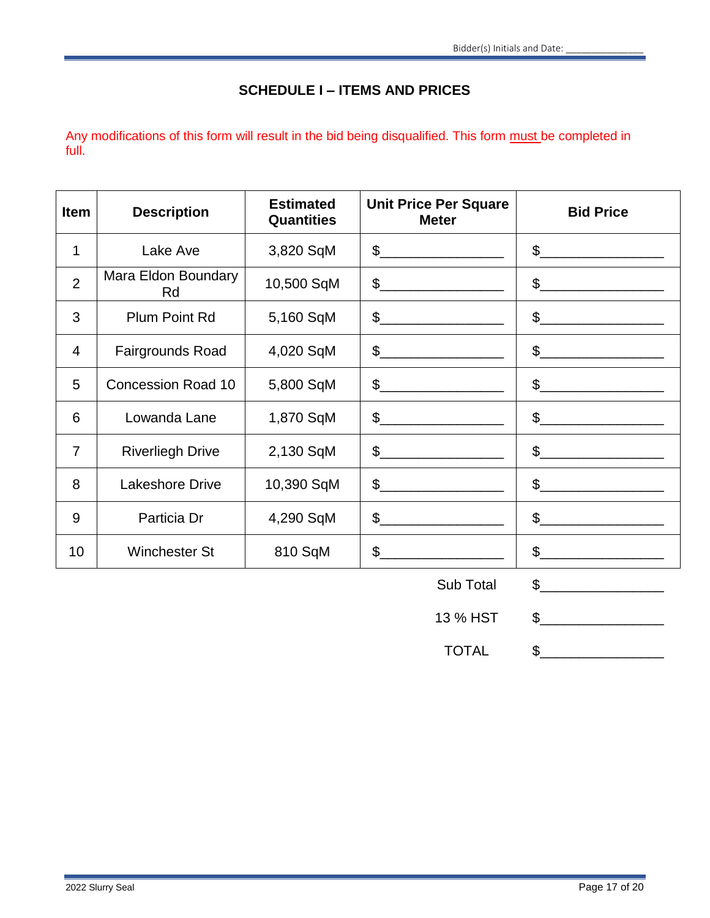## SCHEDULE I – ITEMS AND PRICES

Any modifications of this form will result in the bid being disqualified. This form must be completed in full.

| Item | Description | Estimated Quantities | Unit Price Per Square Meter | Bid Price |
|---|---|---|---|---|
| 1 | Lake Ave | 3,820 SqM | $________________ | $________________ |
| 2 | Mara Eldon Boundary Rd | 10,500 SqM | $________________ | $________________ |
| 3 | Plum Point Rd | 5,160 SqM | $________________ | $________________ |
| 4 | Fairgrounds Road | 4,020 SqM | $________________ | $________________ |
| 5 | Concession Road 10 | 5,800 SqM | $________________ | $________________ |
| 6 | Lowanda Lane | 1,870 SqM | $________________ | $________________ |
| 7 | Riverliegh Drive | 2,130 SqM | $________________ | $________________ |
| 8 | Lakeshore Drive | 10,390 SqM | $________________ | $________________ |
| 9 | Particia Dr | 4,290 SqM | $________________ | $________________ |
| 10 | Winchester St | 810 SqM | $________________ | $________________ |
| | | | Sub Total | $________________ |
| | | | 13 % HST | $________________ |
| | | | TOTAL | $________________ |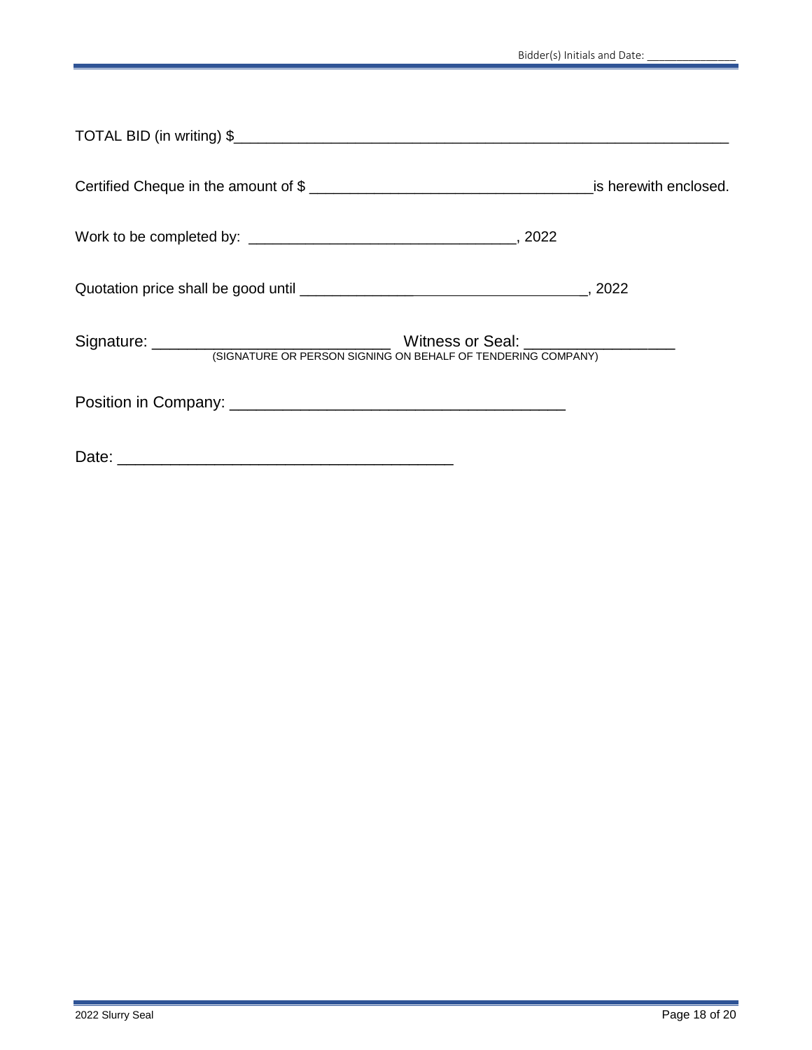TOTAL BID (in writing) $_____________________________________________________________

Certified Cheque in the amount of $ __________________________________is herewith enclosed.

Work to be completed by: ________________________________, 2022

Quotation price shall be good until ___________________________________, 2022

Signature: ____________________________ Witness or Seal: _________________
(SIGNATURE OR PERSON SIGNING ON BEHALF OF TENDERING COMPANY)

Position in Company: ______________________________________

Date: ______________________________________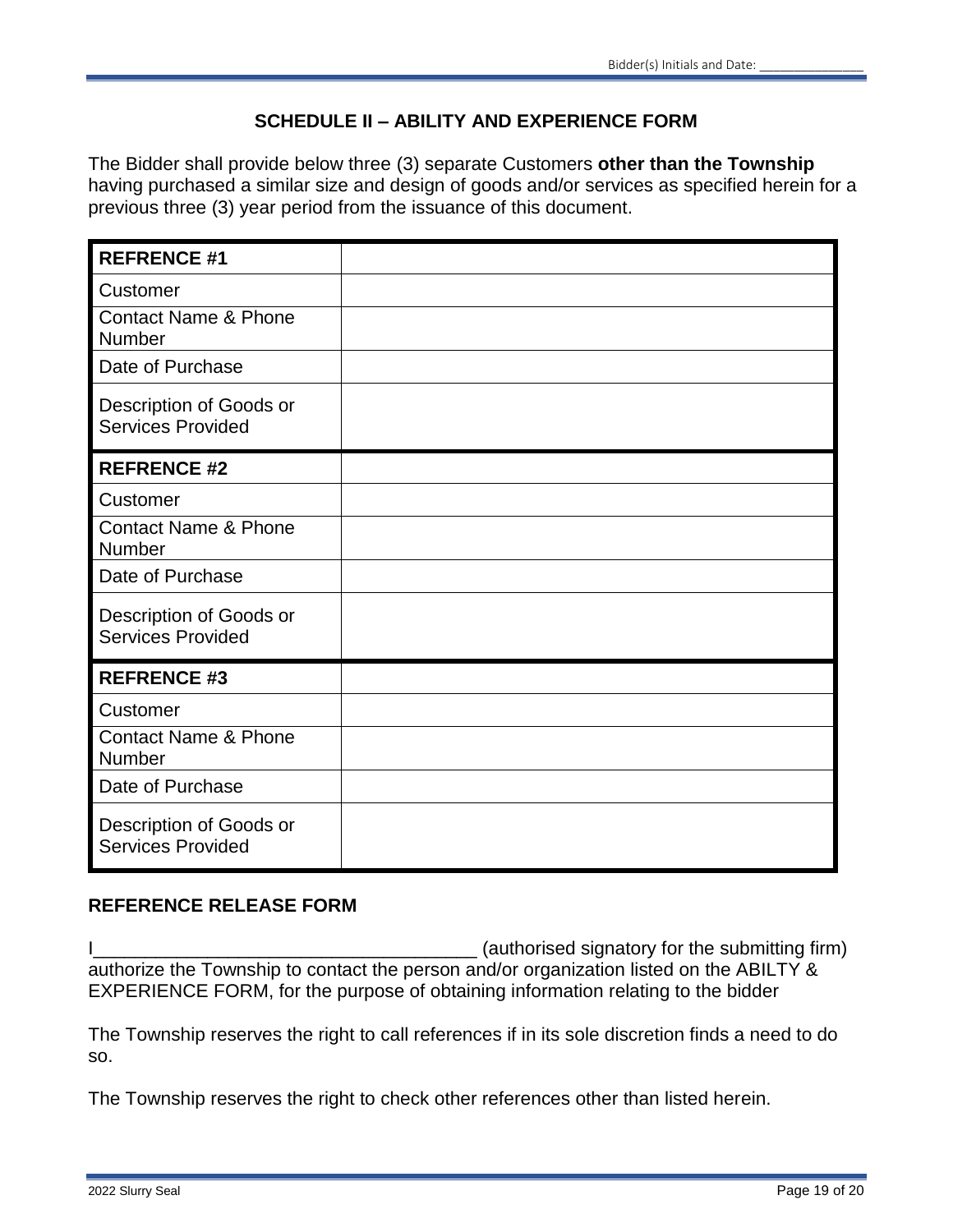## SCHEDULE II – ABILITY AND EXPERIENCE FORM

The Bidder shall provide below three (3) separate Customers **other than the Township** having purchased a similar size and design of goods and/or services as specified herein for a previous three (3) year period from the issuance of this document.

| **REFRENCE #1** | |
|---|---|
| Customer | |
| Contact Name & Phone Number | |
| Date of Purchase | |
| Description of Goods or Services Provided | |
| **REFRENCE #2** | |
| Customer | |
| Contact Name & Phone Number | |
| Date of Purchase | |
| Description of Goods or Services Provided | |
| **REFRENCE #3** | |
| Customer | |
| Contact Name & Phone Number | |
| Date of Purchase | |
| Description of Goods or Services Provided | |

### REFERENCE RELEASE FORM

I_____________________________________ (authorised signatory for the submitting firm) authorize the Township to contact the person and/or organization listed on the ABILTY & EXPERIENCE FORM, for the purpose of obtaining information relating to the bidder

The Township reserves the right to call references if in its sole discretion finds a need to do so.

The Township reserves the right to check other references other than listed herein.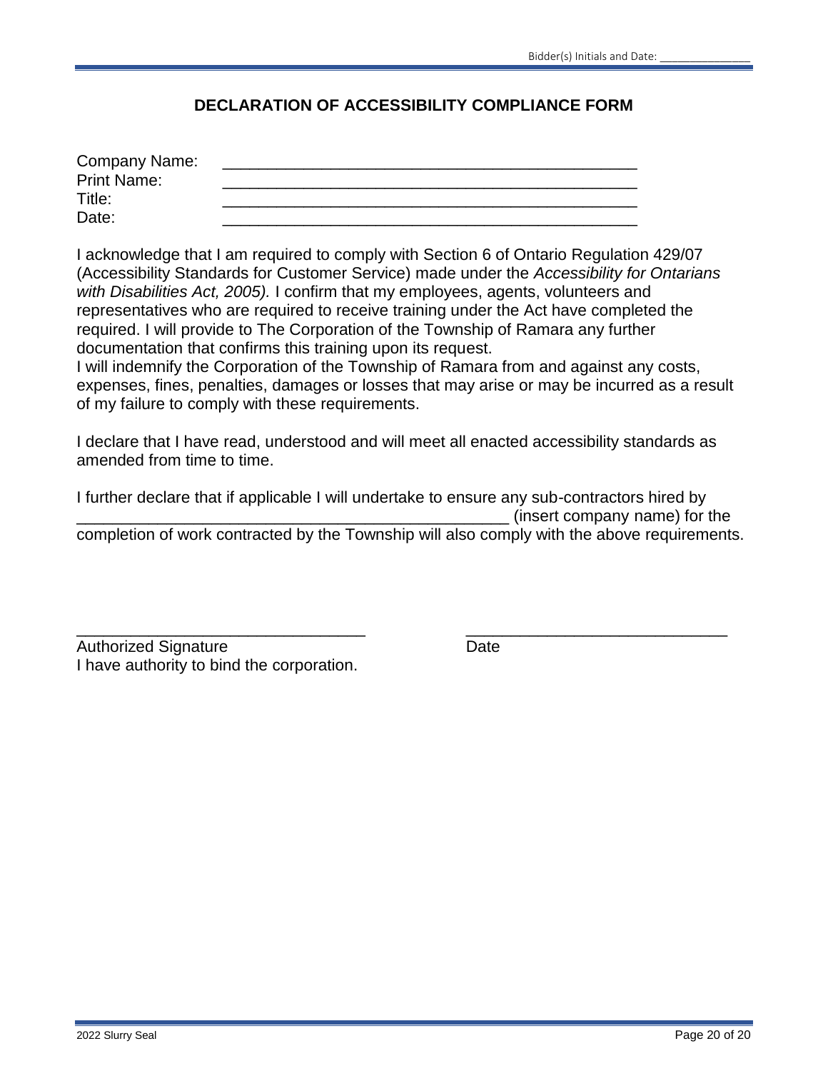## DECLARATION OF ACCESSIBILITY COMPLIANCE FORM

Company Name: ______________________________________________

Print Name: ______________________________________________

Title: ______________________________________________

Date: ______________________________________________

I acknowledge that I am required to comply with Section 6 of Ontario Regulation 429/07 (Accessibility Standards for Customer Service) made under the *Accessibility for Ontarians with Disabilities Act, 2005).* I confirm that my employees, agents, volunteers and representatives who are required to receive training under the Act have completed the required. I will provide to The Corporation of the Township of Ramara any further documentation that confirms this training upon its request.

I will indemnify the Corporation of the Township of Ramara from and against any costs, expenses, fines, penalties, damages or losses that may arise or may be incurred as a result of my failure to comply with these requirements.

I declare that I have read, understood and will meet all enacted accessibility standards as amended from time to time.

I further declare that if applicable I will undertake to ensure any sub-contractors hired by ________________________________________________ (insert company name) for the completion of work contracted by the Township will also comply with the above requirements.

________________________________ ______________________________

Authorized Signature Date

I have authority to bind the corporation.